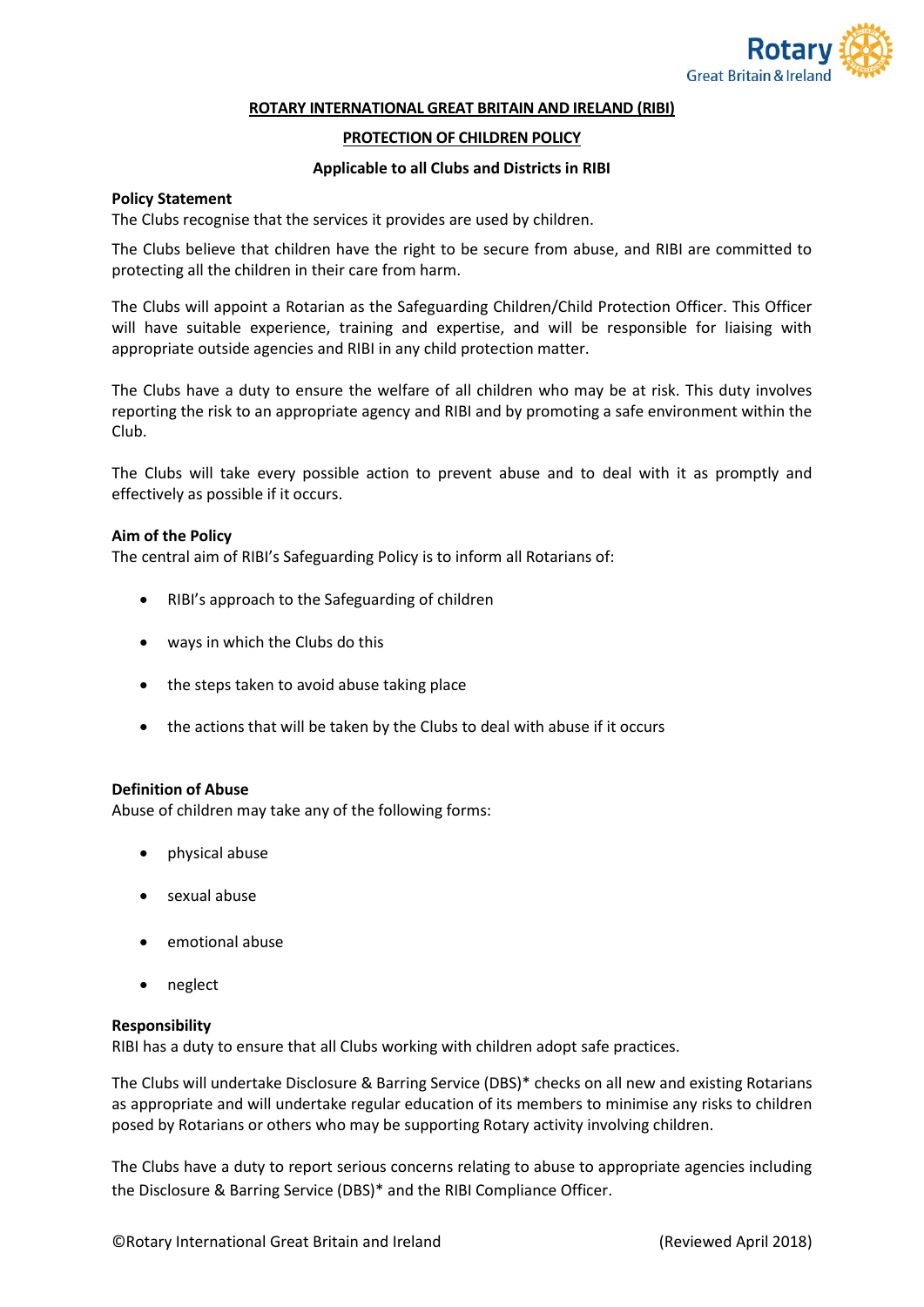# ROTARY INTERNATIONAL GREAT BRITAIN AND IRELAND (RIBI)

## PROTECTION OF CHILDREN POLICY

**Applicable to all Clubs and Districts in RIBI**

**Policy Statement**

The Clubs recognise that the services it provides are used by children.

The Clubs believe that children have the right to be secure from abuse, and RIBI are committed to protecting all the children in their care from harm.

The Clubs will appoint a Rotarian as the Safeguarding Children/Child Protection Officer. This Officer will have suitable experience, training and expertise, and will be responsible for liaising with appropriate outside agencies and RIBI in any child protection matter.

The Clubs have a duty to ensure the welfare of all children who may be at risk. This duty involves reporting the risk to an appropriate agency and RIBI and by promoting a safe environment within the Club.

The Clubs will take every possible action to prevent abuse and to deal with it as promptly and effectively as possible if it occurs.

**Aim of the Policy**

The central aim of RIBI's Safeguarding Policy is to inform all Rotarians of:

- RIBI's approach to the Safeguarding of children
- ways in which the Clubs do this
- the steps taken to avoid abuse taking place
- the actions that will be taken by the Clubs to deal with abuse if it occurs

**Definition of Abuse**

Abuse of children may take any of the following forms:

- physical abuse
- sexual abuse
- emotional abuse
- neglect

**Responsibility**

RIBI has a duty to ensure that all Clubs working with children adopt safe practices.

The Clubs will undertake Disclosure & Barring Service (DBS)* checks on all new and existing Rotarians as appropriate and will undertake regular education of its members to minimise any risks to children posed by Rotarians or others who may be supporting Rotary activity involving children.

The Clubs have a duty to report serious concerns relating to abuse to appropriate agencies including the Disclosure & Barring Service (DBS)* and the RIBI Compliance Officer.

©Rotary International Great Britain and Ireland (Reviewed April 2018)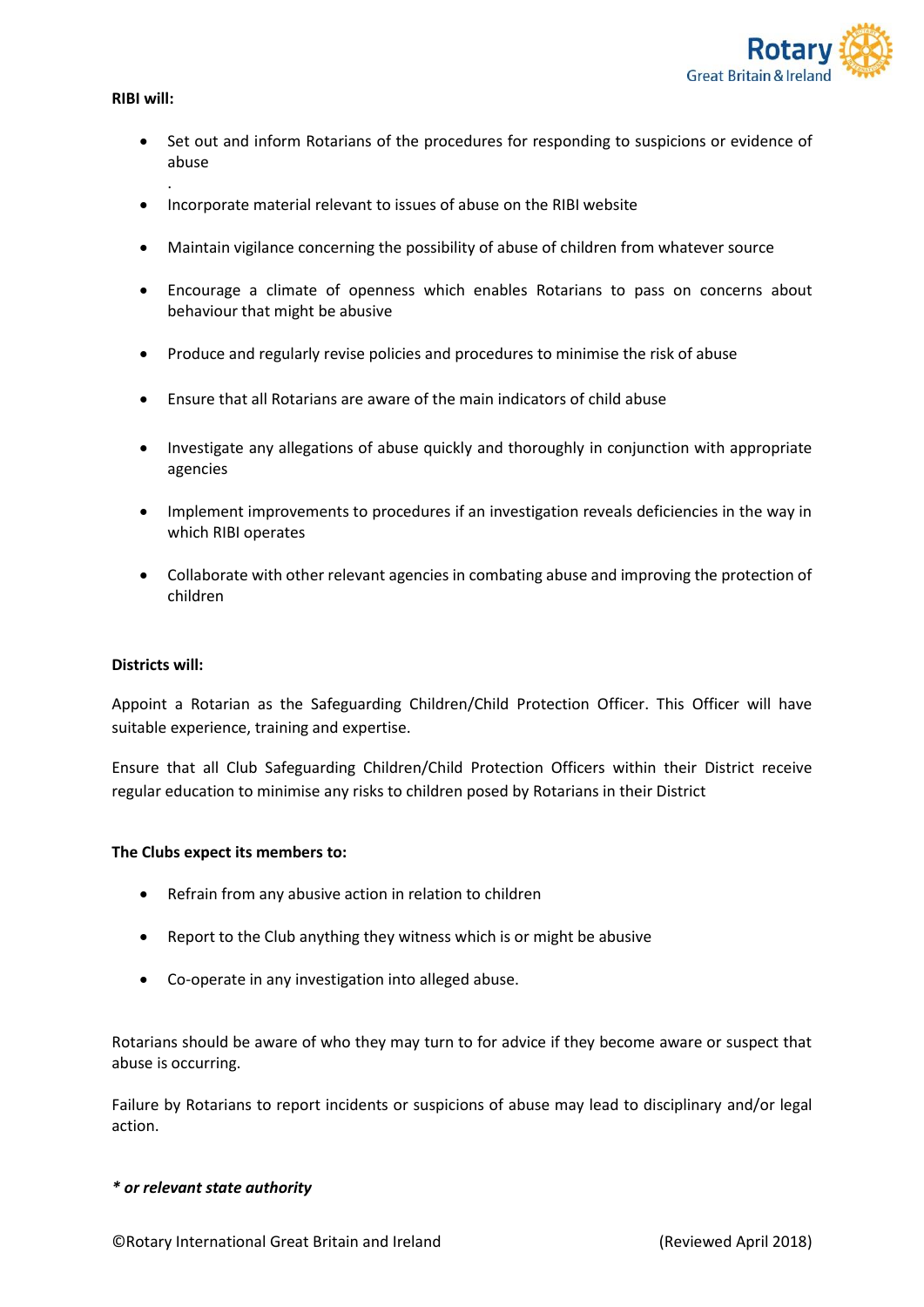**RIBI will:**

- Set out and inform Rotarians of the procedures for responding to suspicions or evidence of abuse
- Incorporate material relevant to issues of abuse on the RIBI website
- Maintain vigilance concerning the possibility of abuse of children from whatever source
- Encourage a climate of openness which enables Rotarians to pass on concerns about behaviour that might be abusive
- Produce and regularly revise policies and procedures to minimise the risk of abuse
- Ensure that all Rotarians are aware of the main indicators of child abuse
- Investigate any allegations of abuse quickly and thoroughly in conjunction with appropriate agencies
- Implement improvements to procedures if an investigation reveals deficiencies in the way in which RIBI operates
- Collaborate with other relevant agencies in combating abuse and improving the protection of children

**Districts will:**

Appoint a Rotarian as the Safeguarding Children/Child Protection Officer. This Officer will have suitable experience, training and expertise.

Ensure that all Club Safeguarding Children/Child Protection Officers within their District receive regular education to minimise any risks to children posed by Rotarians in their District

**The Clubs expect its members to:**

- Refrain from any abusive action in relation to children
- Report to the Club anything they witness which is or might be abusive
- Co-operate in any investigation into alleged abuse.

Rotarians should be aware of who they may turn to for advice if they become aware or suspect that abuse is occurring.

Failure by Rotarians to report incidents or suspicions of abuse may lead to disciplinary and/or legal action.

***\* or relevant state authority***

©Rotary International Great Britain and Ireland (Reviewed April 2018)